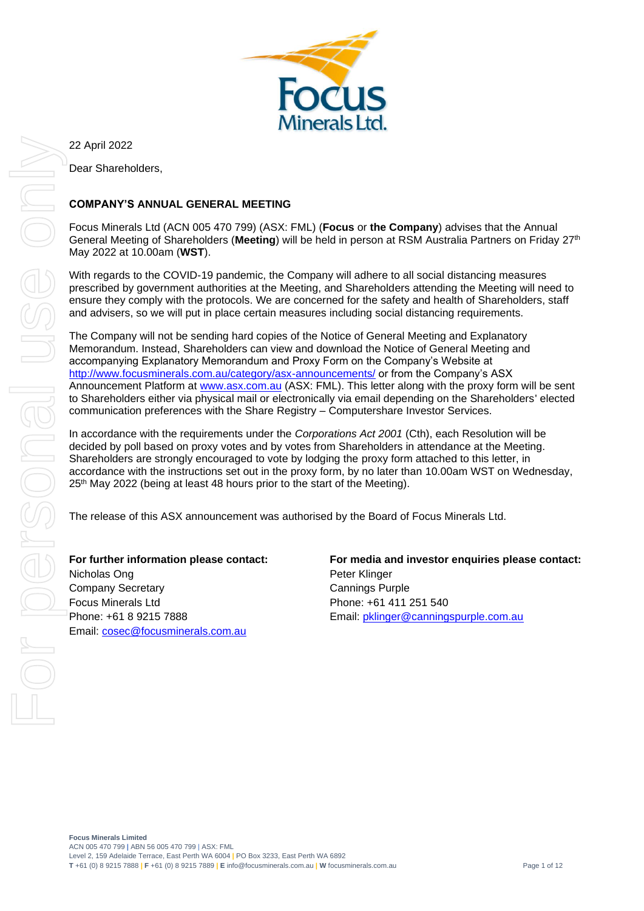22 April 2022

Dear Shareholders,

**COMPANY'S ANNUAL GENERAL MEETING**

Focus Minerals Ltd (ACN 005 470 799) (ASX: FML) (**Focus** or **the Company**) advises that the Annual General Meeting of Shareholders (**Meeting**) will be held in person at RSM Australia Partners on Friday 27th May 2022 at 10.00am (**WST**).

With regards to the COVID-19 pandemic, the Company will adhere to all social distancing measures prescribed by government authorities at the Meeting, and Shareholders attending the Meeting will need to ensure they comply with the protocols. We are concerned for the safety and health of Shareholders, staff and advisers, so we will put in place certain measures including social distancing requirements.

The Company will not be sending hard copies of the Notice of General Meeting and Explanatory Memorandum. Instead, Shareholders can view and download the Notice of General Meeting and accompanying Explanatory Memorandum and Proxy Form on the Company's Website at http://www.focusminerals.com.au/category/asx-announcements/ or from the Company's ASX Announcement Platform at www.asx.com.au (ASX: FML). This letter along with the proxy form will be sent to Shareholders either via physical mail or electronically via email depending on the Shareholders' elected communication preferences with the Share Registry – Computershare Investor Services.

In accordance with the requirements under the *Corporations Act 2001* (Cth), each Resolution will be decided by poll based on proxy votes and by votes from Shareholders in attendance at the Meeting. Shareholders are strongly encouraged to vote by lodging the proxy form attached to this letter, in accordance with the instructions set out in the proxy form, by no later than 10.00am WST on Wednesday, 25th May 2022 (being at least 48 hours prior to the start of the Meeting).

The release of this ASX announcement was authorised by the Board of Focus Minerals Ltd.

**For further information please contact:**
Nicholas Ong
Company Secretary
Focus Minerals Ltd
Phone: +61 8 9215 7888
Email: cosec@focusminerals.com.au

**For media and investor enquiries please contact:**
Peter Klinger
Cannings Purple
Phone: +61 411 251 540
Email: pklinger@canningspurple.com.au

**Focus Minerals Limited**
ACN 005 470 799 | ABN 56 005 470 799 | ASX: FML
Level 2, 159 Adelaide Terrace, East Perth WA 6004 | PO Box 3233, East Perth WA 6892
**T** +61 (0) 8 9215 7888 | **F** +61 (0) 8 9215 7889 | **E** info@focusminerals.com.au | **W** focusminerals.com.au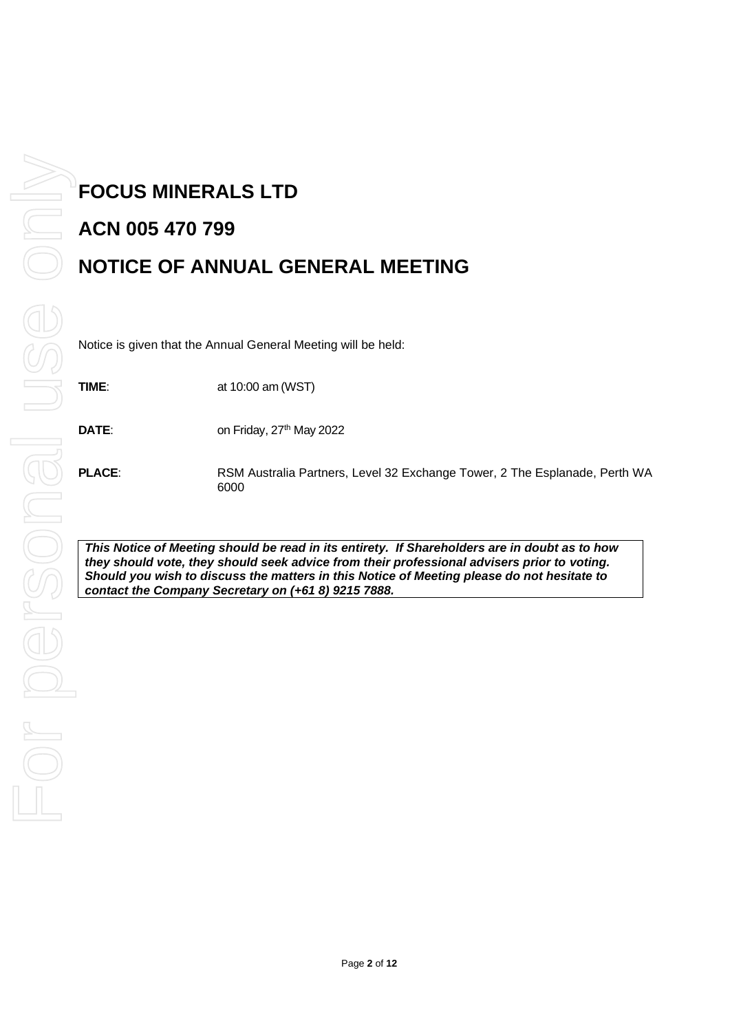# FOCUS MINERALS LTD

# ACN 005 470 799

# NOTICE OF ANNUAL GENERAL MEETING

Notice is given that the Annual General Meeting will be held:

**TIME**: at 10:00 am (WST)

**DATE**: on Friday, 27th May 2022

**PLACE**: RSM Australia Partners, Level 32 Exchange Tower, 2 The Esplanade, Perth WA 6000

***This Notice of Meeting should be read in its entirety. If Shareholders are in doubt as to how they should vote, they should seek advice from their professional advisers prior to voting. Should you wish to discuss the matters in this Notice of Meeting please do not hesitate to contact the Company Secretary on (+61 8) 9215 7888.***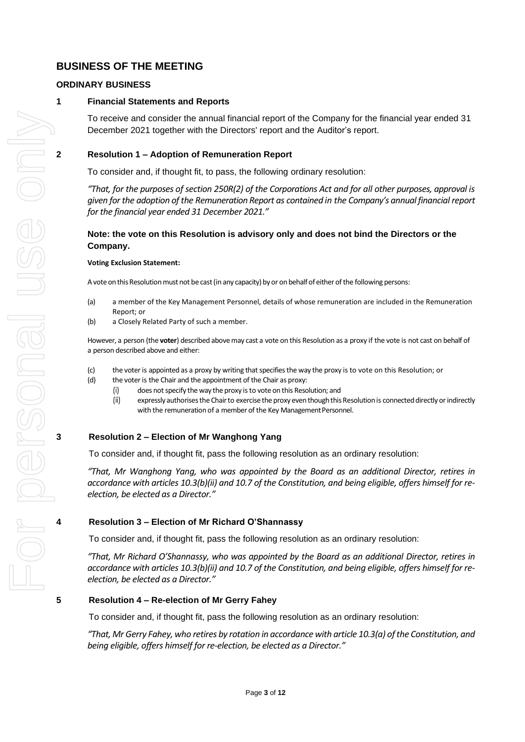## BUSINESS OF THE MEETING

### ORDINARY BUSINESS

### 1 Financial Statements and Reports

To receive and consider the annual financial report of the Company for the financial year ended 31 December 2021 together with the Directors' report and the Auditor's report.

### 2 Resolution 1 – Adoption of Remuneration Report

To consider and, if thought fit, to pass, the following ordinary resolution:

*"That, for the purposes of section 250R(2) of the Corporations Act and for all other purposes, approval is given for the adoption of the Remuneration Report as contained in the Company's annual financial report for the financial year ended 31 December 2021."*

**Note: the vote on this Resolution is advisory only and does not bind the Directors or the Company.**

**Voting Exclusion Statement:**

A vote on this Resolution must not be cast (in any capacity) by or on behalf of either of the following persons:

(a) a member of the Key Management Personnel, details of whose remuneration are included in the Remuneration Report; or

(b) a Closely Related Party of such a member.

However, a person (the **voter**) described above may cast a vote on this Resolution as a proxy if the vote is not cast on behalf of a person described above and either:

(c) the voter is appointed as a proxy by writing that specifies the way the proxy is to vote on this Resolution; or

(d) the voter is the Chair and the appointment of the Chair as proxy:

(i) does not specify the way the proxy is to vote on this Resolution; and

(ii) expressly authorises the Chair to exercise the proxy even though this Resolution is connected directly or indirectly with the remuneration of a member of the Key Management Personnel.

### 3 Resolution 2 – Election of Mr Wanghong Yang

To consider and, if thought fit, pass the following resolution as an ordinary resolution:

*"That, Mr Wanghong Yang, who was appointed by the Board as an additional Director, retires in accordance with articles 10.3(b)(ii) and 10.7 of the Constitution, and being eligible, offers himself for re-election, be elected as a Director."*

### 4 Resolution 3 – Election of Mr Richard O'Shannassy

To consider and, if thought fit, pass the following resolution as an ordinary resolution:

*"That, Mr Richard O'Shannassy, who was appointed by the Board as an additional Director, retires in accordance with articles 10.3(b)(ii) and 10.7 of the Constitution, and being eligible, offers himself for re-election, be elected as a Director."*

### 5 Resolution 4 – Re-election of Mr Gerry Fahey

To consider and, if thought fit, pass the following resolution as an ordinary resolution:

*"That, Mr Gerry Fahey, who retires by rotation in accordance with article 10.3(a) of the Constitution, and being eligible, offers himself for re-election, be elected as a Director."*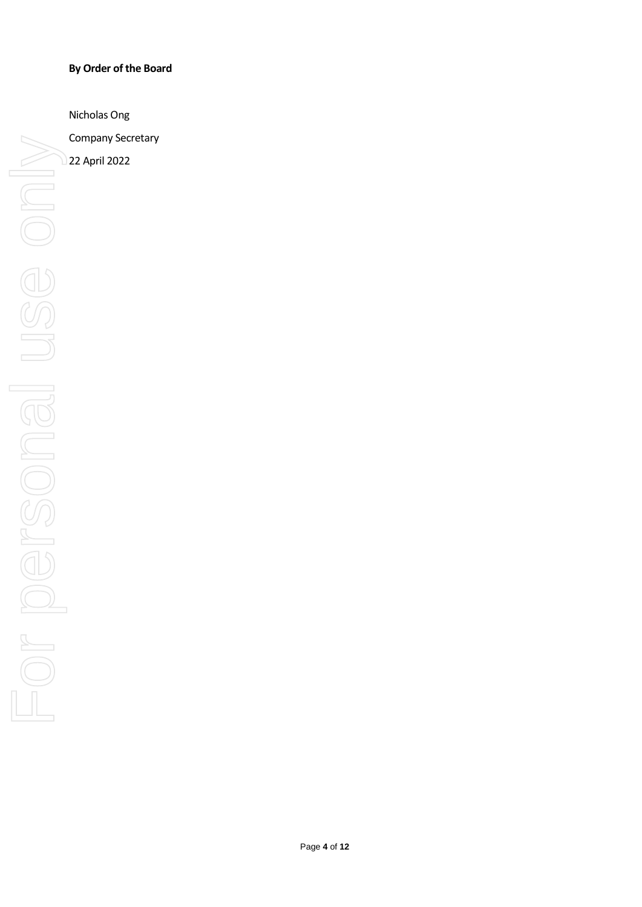**By Order of the Board**

Nicholas Ong

Company Secretary

22 April 2022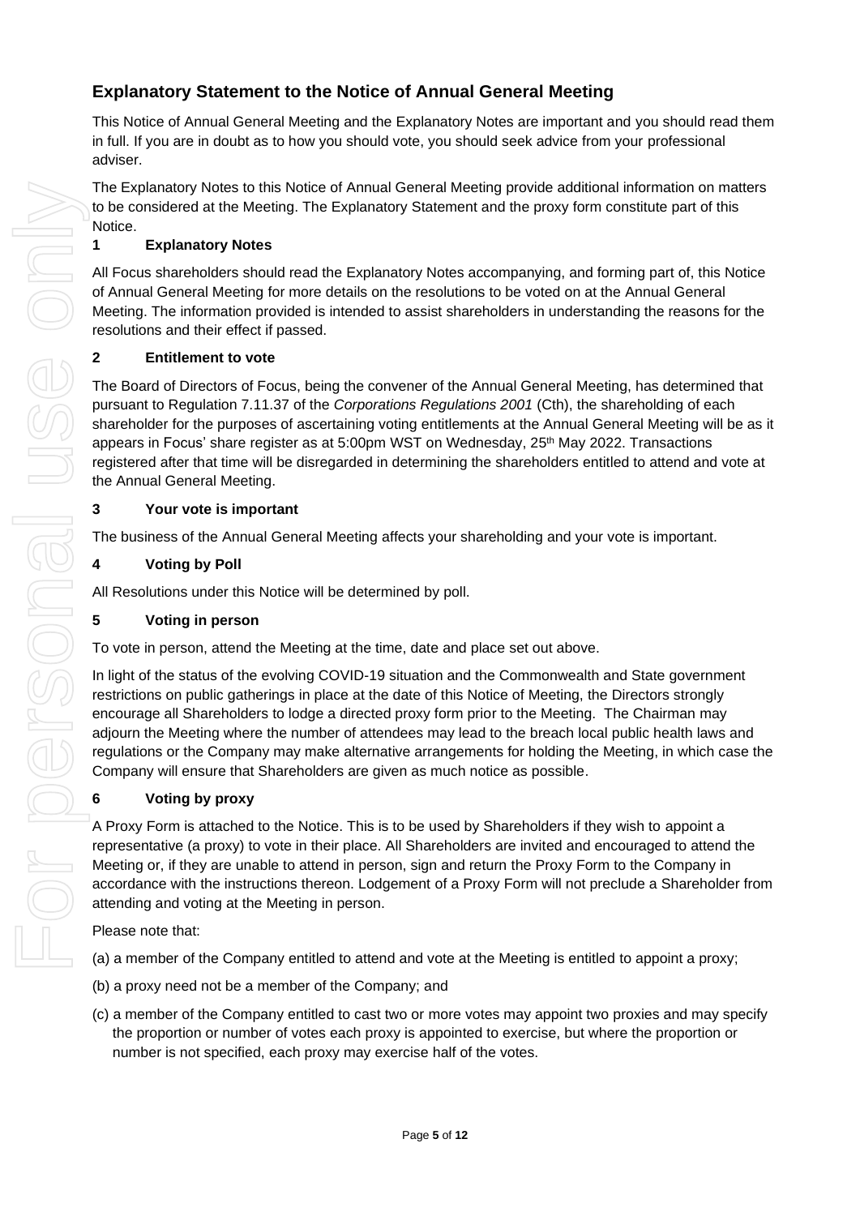## Explanatory Statement to the Notice of Annual General Meeting

This Notice of Annual General Meeting and the Explanatory Notes are important and you should read them in full. If you are in doubt as to how you should vote, you should seek advice from your professional adviser.

The Explanatory Notes to this Notice of Annual General Meeting provide additional information on matters to be considered at the Meeting. The Explanatory Statement and the proxy form constitute part of this Notice.

### 1 Explanatory Notes

All Focus shareholders should read the Explanatory Notes accompanying, and forming part of, this Notice of Annual General Meeting for more details on the resolutions to be voted on at the Annual General Meeting. The information provided is intended to assist shareholders in understanding the reasons for the resolutions and their effect if passed.

### 2 Entitlement to vote

The Board of Directors of Focus, being the convener of the Annual General Meeting, has determined that pursuant to Regulation 7.11.37 of the *Corporations Regulations 2001* (Cth), the shareholding of each shareholder for the purposes of ascertaining voting entitlements at the Annual General Meeting will be as it appears in Focus' share register as at 5:00pm WST on Wednesday, 25th May 2022. Transactions registered after that time will be disregarded in determining the shareholders entitled to attend and vote at the Annual General Meeting.

### 3 Your vote is important

The business of the Annual General Meeting affects your shareholding and your vote is important.

### 4 Voting by Poll

All Resolutions under this Notice will be determined by poll.

### 5 Voting in person

To vote in person, attend the Meeting at the time, date and place set out above.

In light of the status of the evolving COVID-19 situation and the Commonwealth and State government restrictions on public gatherings in place at the date of this Notice of Meeting, the Directors strongly encourage all Shareholders to lodge a directed proxy form prior to the Meeting. The Chairman may adjourn the Meeting where the number of attendees may lead to the breach local public health laws and regulations or the Company may make alternative arrangements for holding the Meeting, in which case the Company will ensure that Shareholders are given as much notice as possible.

### 6 Voting by proxy

A Proxy Form is attached to the Notice. This is to be used by Shareholders if they wish to appoint a representative (a proxy) to vote in their place. All Shareholders are invited and encouraged to attend the Meeting or, if they are unable to attend in person, sign and return the Proxy Form to the Company in accordance with the instructions thereon. Lodgement of a Proxy Form will not preclude a Shareholder from attending and voting at the Meeting in person.

Please note that:

(a) a member of the Company entitled to attend and vote at the Meeting is entitled to appoint a proxy;

(b) a proxy need not be a member of the Company; and

(c) a member of the Company entitled to cast two or more votes may appoint two proxies and may specify the proportion or number of votes each proxy is appointed to exercise, but where the proportion or number is not specified, each proxy may exercise half of the votes.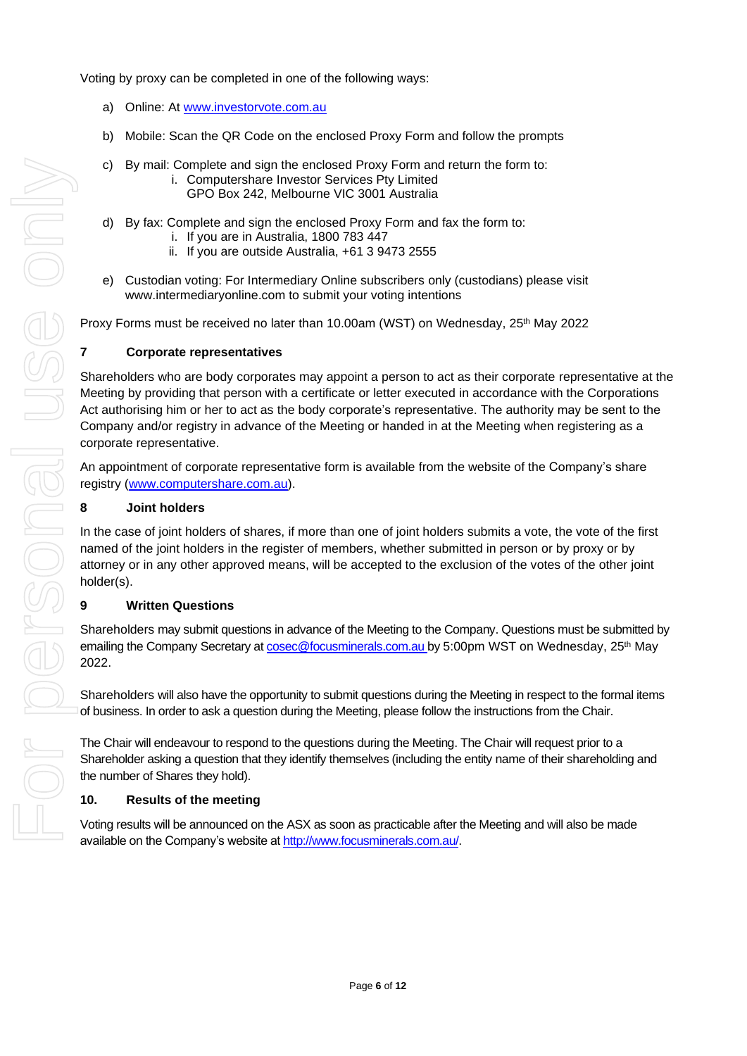Voting by proxy can be completed in one of the following ways:

a) Online: At [www.investorvote.com.au](www.investorvote.com.au)

b) Mobile: Scan the QR Code on the enclosed Proxy Form and follow the prompts

c) By mail: Complete and sign the enclosed Proxy Form and return the form to:
   i. Computershare Investor Services Pty Limited
      GPO Box 242, Melbourne VIC 3001 Australia

d) By fax: Complete and sign the enclosed Proxy Form and fax the form to:
   i. If you are in Australia, 1800 783 447
   ii. If you are outside Australia, +61 3 9473 2555

e) Custodian voting: For Intermediary Online subscribers only (custodians) please visit www.intermediaryonline.com to submit your voting intentions

Proxy Forms must be received no later than 10.00am (WST) on Wednesday, 25th May 2022

## 7 Corporate representatives

Shareholders who are body corporates may appoint a person to act as their corporate representative at the Meeting by providing that person with a certificate or letter executed in accordance with the Corporations Act authorising him or her to act as the body corporate's representative. The authority may be sent to the Company and/or registry in advance of the Meeting or handed in at the Meeting when registering as a corporate representative.

An appointment of corporate representative form is available from the website of the Company's share registry ([www.computershare.com.au](www.computershare.com.au)).

## 8 Joint holders

In the case of joint holders of shares, if more than one of joint holders submits a vote, the vote of the first named of the joint holders in the register of members, whether submitted in person or by proxy or by attorney or in any other approved means, will be accepted to the exclusion of the votes of the other joint holder(s).

## 9 Written Questions

Shareholders may submit questions in advance of the Meeting to the Company. Questions must be submitted by emailing the Company Secretary at cosec@focusminerals.com.au by 5:00pm WST on Wednesday, 25th May 2022.

Shareholders will also have the opportunity to submit questions during the Meeting in respect to the formal items of business. In order to ask a question during the Meeting, please follow the instructions from the Chair.

The Chair will endeavour to respond to the questions during the Meeting. The Chair will request prior to a Shareholder asking a question that they identify themselves (including the entity name of their shareholding and the number of Shares they hold).

## 10. Results of the meeting

Voting results will be announced on the ASX as soon as practicable after the Meeting and will also be made available on the Company's website at [http://www.focusminerals.com.au/](http://www.focusminerals.com.au/).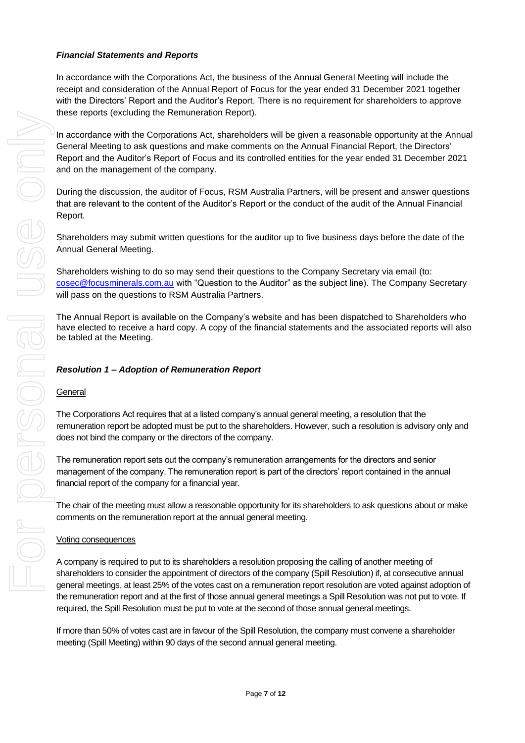### *Financial Statements and Reports*

In accordance with the Corporations Act, the business of the Annual General Meeting will include the receipt and consideration of the Annual Report of Focus for the year ended 31 December 2021 together with the Directors' Report and the Auditor's Report. There is no requirement for shareholders to approve these reports (excluding the Remuneration Report).

In accordance with the Corporations Act, shareholders will be given a reasonable opportunity at the Annual General Meeting to ask questions and make comments on the Annual Financial Report, the Directors' Report and the Auditor's Report of Focus and its controlled entities for the year ended 31 December 2021 and on the management of the company.

During the discussion, the auditor of Focus, RSM Australia Partners, will be present and answer questions that are relevant to the content of the Auditor's Report or the conduct of the audit of the Annual Financial Report.

Shareholders may submit written questions for the auditor up to five business days before the date of the Annual General Meeting.

Shareholders wishing to do so may send their questions to the Company Secretary via email (to: cosec@focusminerals.com.au with "Question to the Auditor" as the subject line). The Company Secretary will pass on the questions to RSM Australia Partners.

The Annual Report is available on the Company's website and has been dispatched to Shareholders who have elected to receive a hard copy. A copy of the financial statements and the associated reports will also be tabled at the Meeting.

### *Resolution 1 – Adoption of Remuneration Report*

General

The Corporations Act requires that at a listed company's annual general meeting, a resolution that the remuneration report be adopted must be put to the shareholders. However, such a resolution is advisory only and does not bind the company or the directors of the company.

The remuneration report sets out the company's remuneration arrangements for the directors and senior management of the company. The remuneration report is part of the directors' report contained in the annual financial report of the company for a financial year.

The chair of the meeting must allow a reasonable opportunity for its shareholders to ask questions about or make comments on the remuneration report at the annual general meeting.

Voting consequences

A company is required to put to its shareholders a resolution proposing the calling of another meeting of shareholders to consider the appointment of directors of the company (Spill Resolution) if, at consecutive annual general meetings, at least 25% of the votes cast on a remuneration report resolution are voted against adoption of the remuneration report and at the first of those annual general meetings a Spill Resolution was not put to vote. If required, the Spill Resolution must be put to vote at the second of those annual general meetings.

If more than 50% of votes cast are in favour of the Spill Resolution, the company must convene a shareholder meeting (Spill Meeting) within 90 days of the second annual general meeting.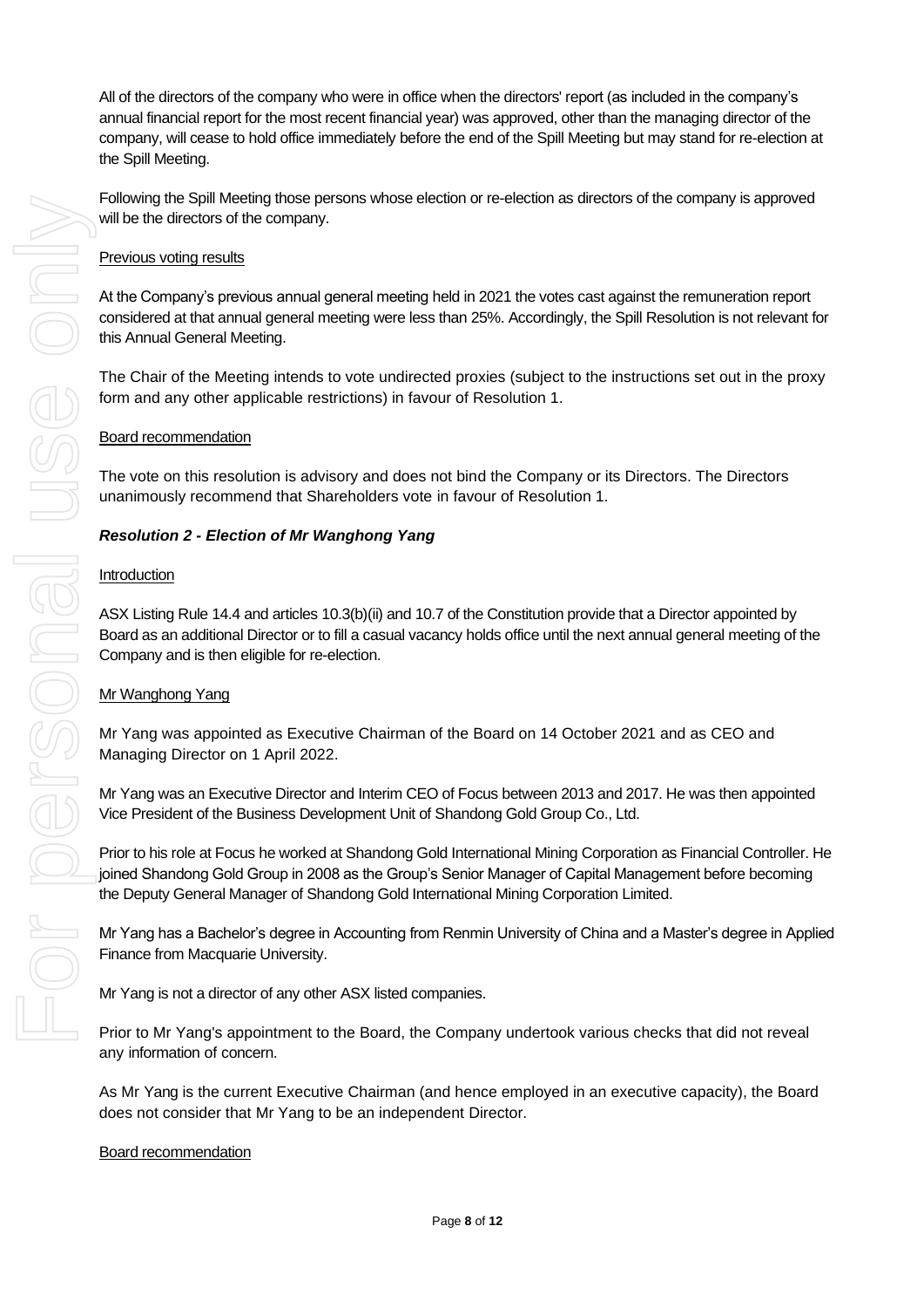All of the directors of the company who were in office when the directors' report (as included in the company's annual financial report for the most recent financial year) was approved, other than the managing director of the company, will cease to hold office immediately before the end of the Spill Meeting but may stand for re-election at the Spill Meeting.

Following the Spill Meeting those persons whose election or re-election as directors of the company is approved will be the directors of the company.

Previous voting results

At the Company's previous annual general meeting held in 2021 the votes cast against the remuneration report considered at that annual general meeting were less than 25%. Accordingly, the Spill Resolution is not relevant for this Annual General Meeting.

The Chair of the Meeting intends to vote undirected proxies (subject to the instructions set out in the proxy form and any other applicable restrictions) in favour of Resolution 1.

Board recommendation

The vote on this resolution is advisory and does not bind the Company or its Directors. The Directors unanimously recommend that Shareholders vote in favour of Resolution 1.

***Resolution 2 - Election of Mr Wanghong Yang***

Introduction

ASX Listing Rule 14.4 and articles 10.3(b)(ii) and 10.7 of the Constitution provide that a Director appointed by Board as an additional Director or to fill a casual vacancy holds office until the next annual general meeting of the Company and is then eligible for re-election.

Mr Wanghong Yang

Mr Yang was appointed as Executive Chairman of the Board on 14 October 2021 and as CEO and Managing Director on 1 April 2022.

Mr Yang was an Executive Director and Interim CEO of Focus between 2013 and 2017. He was then appointed Vice President of the Business Development Unit of Shandong Gold Group Co., Ltd.

Prior to his role at Focus he worked at Shandong Gold International Mining Corporation as Financial Controller. He joined Shandong Gold Group in 2008 as the Group's Senior Manager of Capital Management before becoming the Deputy General Manager of Shandong Gold International Mining Corporation Limited.

Mr Yang has a Bachelor's degree in Accounting from Renmin University of China and a Master's degree in Applied Finance from Macquarie University.

Mr Yang is not a director of any other ASX listed companies.

Prior to Mr Yang's appointment to the Board, the Company undertook various checks that did not reveal any information of concern.

As Mr Yang is the current Executive Chairman (and hence employed in an executive capacity), the Board does not consider that Mr Yang to be an independent Director.

Board recommendation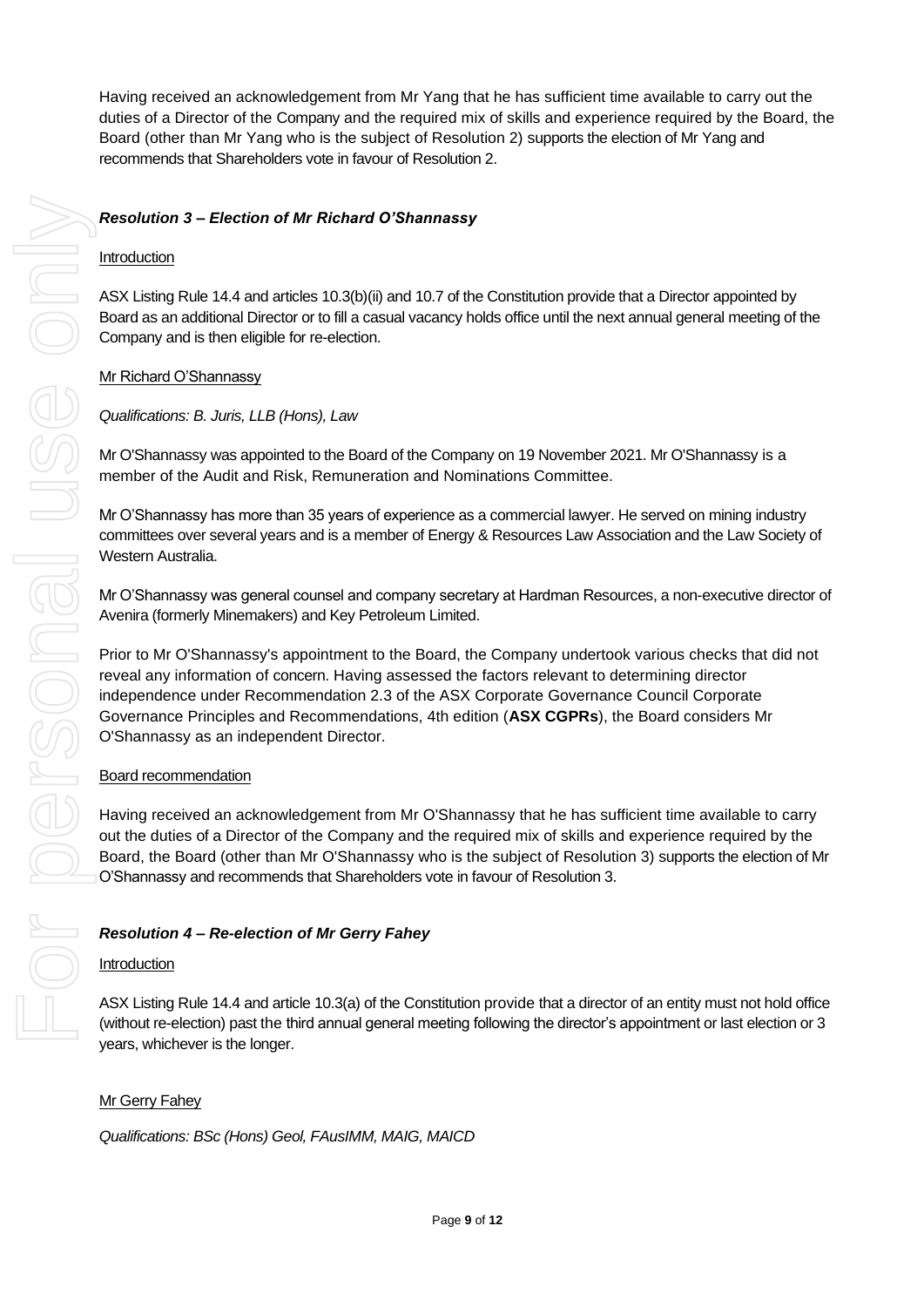Having received an acknowledgement from Mr Yang that he has sufficient time available to carry out the duties of a Director of the Company and the required mix of skills and experience required by the Board, the Board (other than Mr Yang who is the subject of Resolution 2) supports the election of Mr Yang and recommends that Shareholders vote in favour of Resolution 2.

### *Resolution 3 – Election of Mr Richard O'Shannassy*

Introduction

ASX Listing Rule 14.4 and articles 10.3(b)(ii) and 10.7 of the Constitution provide that a Director appointed by Board as an additional Director or to fill a casual vacancy holds office until the next annual general meeting of the Company and is then eligible for re-election.

Mr Richard O'Shannassy

*Qualifications: B. Juris, LLB (Hons), Law*

Mr O'Shannassy was appointed to the Board of the Company on 19 November 2021. Mr O'Shannassy is a member of the Audit and Risk, Remuneration and Nominations Committee.

Mr O'Shannassy has more than 35 years of experience as a commercial lawyer. He served on mining industry committees over several years and is a member of Energy & Resources Law Association and the Law Society of Western Australia.

Mr O'Shannassy was general counsel and company secretary at Hardman Resources, a non-executive director of Avenira (formerly Minemakers) and Key Petroleum Limited.

Prior to Mr O'Shannassy's appointment to the Board, the Company undertook various checks that did not reveal any information of concern. Having assessed the factors relevant to determining director independence under Recommendation 2.3 of the ASX Corporate Governance Council Corporate Governance Principles and Recommendations, 4th edition (**ASX CGPRs**), the Board considers Mr O'Shannassy as an independent Director.

Board recommendation

Having received an acknowledgement from Mr O'Shannassy that he has sufficient time available to carry out the duties of a Director of the Company and the required mix of skills and experience required by the Board, the Board (other than Mr O'Shannassy who is the subject of Resolution 3) supports the election of Mr O'Shannassy and recommends that Shareholders vote in favour of Resolution 3.

### *Resolution 4 – Re-election of Mr Gerry Fahey*

Introduction

ASX Listing Rule 14.4 and article 10.3(a) of the Constitution provide that a director of an entity must not hold office (without re-election) past the third annual general meeting following the director's appointment or last election or 3 years, whichever is the longer.

Mr Gerry Fahey

*Qualifications: BSc (Hons) Geol, FAusIMM, MAIG, MAICD*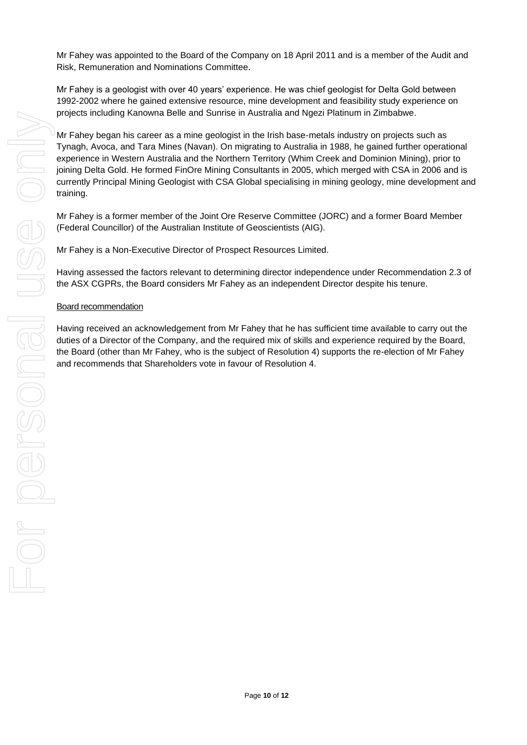Mr Fahey was appointed to the Board of the Company on 18 April 2011 and is a member of the Audit and Risk, Remuneration and Nominations Committee.

Mr Fahey is a geologist with over 40 years' experience. He was chief geologist for Delta Gold between 1992-2002 where he gained extensive resource, mine development and feasibility study experience on projects including Kanowna Belle and Sunrise in Australia and Ngezi Platinum in Zimbabwe.

Mr Fahey began his career as a mine geologist in the Irish base-metals industry on projects such as Tynagh, Avoca, and Tara Mines (Navan). On migrating to Australia in 1988, he gained further operational experience in Western Australia and the Northern Territory (Whim Creek and Dominion Mining), prior to joining Delta Gold. He formed FinOre Mining Consultants in 2005, which merged with CSA in 2006 and is currently Principal Mining Geologist with CSA Global specialising in mining geology, mine development and training.

Mr Fahey is a former member of the Joint Ore Reserve Committee (JORC) and a former Board Member (Federal Councillor) of the Australian Institute of Geoscientists (AIG).

Mr Fahey is a Non-Executive Director of Prospect Resources Limited.

Having assessed the factors relevant to determining director independence under Recommendation 2.3 of the ASX CGPRs, the Board considers Mr Fahey as an independent Director despite his tenure.

Board recommendation

Having received an acknowledgement from Mr Fahey that he has sufficient time available to carry out the duties of a Director of the Company, and the required mix of skills and experience required by the Board, the Board (other than Mr Fahey, who is the subject of Resolution 4) supports the re-election of Mr Fahey and recommends that Shareholders vote in favour of Resolution 4.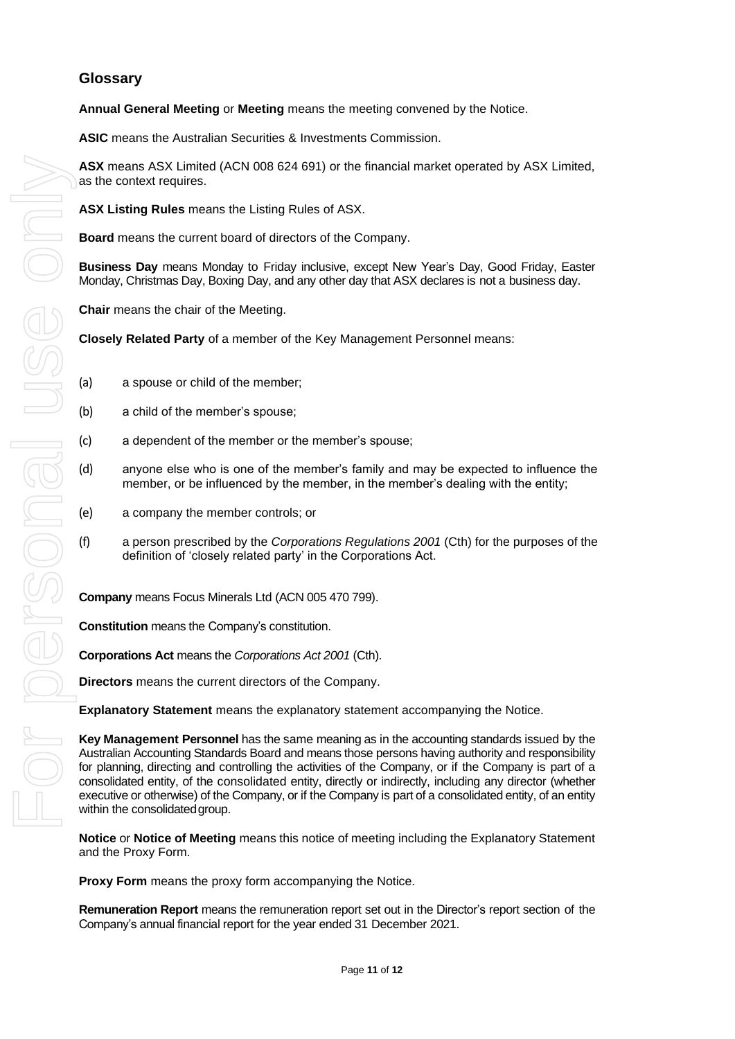## Glossary

**Annual General Meeting** or **Meeting** means the meeting convened by the Notice.

**ASIC** means the Australian Securities & Investments Commission.

**ASX** means ASX Limited (ACN 008 624 691) or the financial market operated by ASX Limited, as the context requires.

**ASX Listing Rules** means the Listing Rules of ASX.

**Board** means the current board of directors of the Company.

**Business Day** means Monday to Friday inclusive, except New Year's Day, Good Friday, Easter Monday, Christmas Day, Boxing Day, and any other day that ASX declares is not a business day.

**Chair** means the chair of the Meeting.

**Closely Related Party** of a member of the Key Management Personnel means:

(a) a spouse or child of the member;

(b) a child of the member's spouse;

(c) a dependent of the member or the member's spouse;

(d) anyone else who is one of the member's family and may be expected to influence the member, or be influenced by the member, in the member's dealing with the entity;

(e) a company the member controls; or

(f) a person prescribed by the *Corporations Regulations 2001* (Cth) for the purposes of the definition of 'closely related party' in the Corporations Act.

**Company** means Focus Minerals Ltd (ACN 005 470 799).

**Constitution** means the Company's constitution.

**Corporations Act** means the *Corporations Act 2001* (Cth).

**Directors** means the current directors of the Company.

**Explanatory Statement** means the explanatory statement accompanying the Notice.

**Key Management Personnel** has the same meaning as in the accounting standards issued by the Australian Accounting Standards Board and means those persons having authority and responsibility for planning, directing and controlling the activities of the Company, or if the Company is part of a consolidated entity, of the consolidated entity, directly or indirectly, including any director (whether executive or otherwise) of the Company, or if the Company is part of a consolidated entity, of an entity within the consolidated group.

**Notice** or **Notice of Meeting** means this notice of meeting including the Explanatory Statement and the Proxy Form.

**Proxy Form** means the proxy form accompanying the Notice.

**Remuneration Report** means the remuneration report set out in the Director's report section of the Company's annual financial report for the year ended 31 December 2021.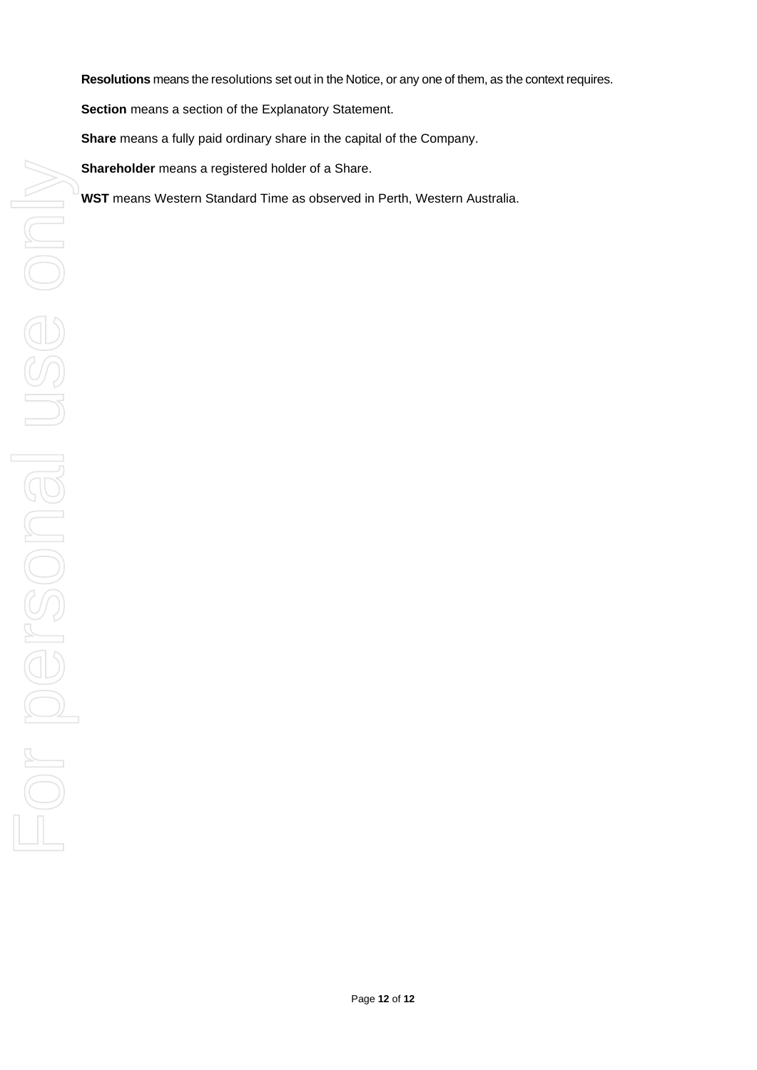**Resolutions** means the resolutions set out in the Notice, or any one of them, as the context requires.

**Section** means a section of the Explanatory Statement.

**Share** means a fully paid ordinary share in the capital of the Company.

**Shareholder** means a registered holder of a Share.

**WST** means Western Standard Time as observed in Perth, Western Australia.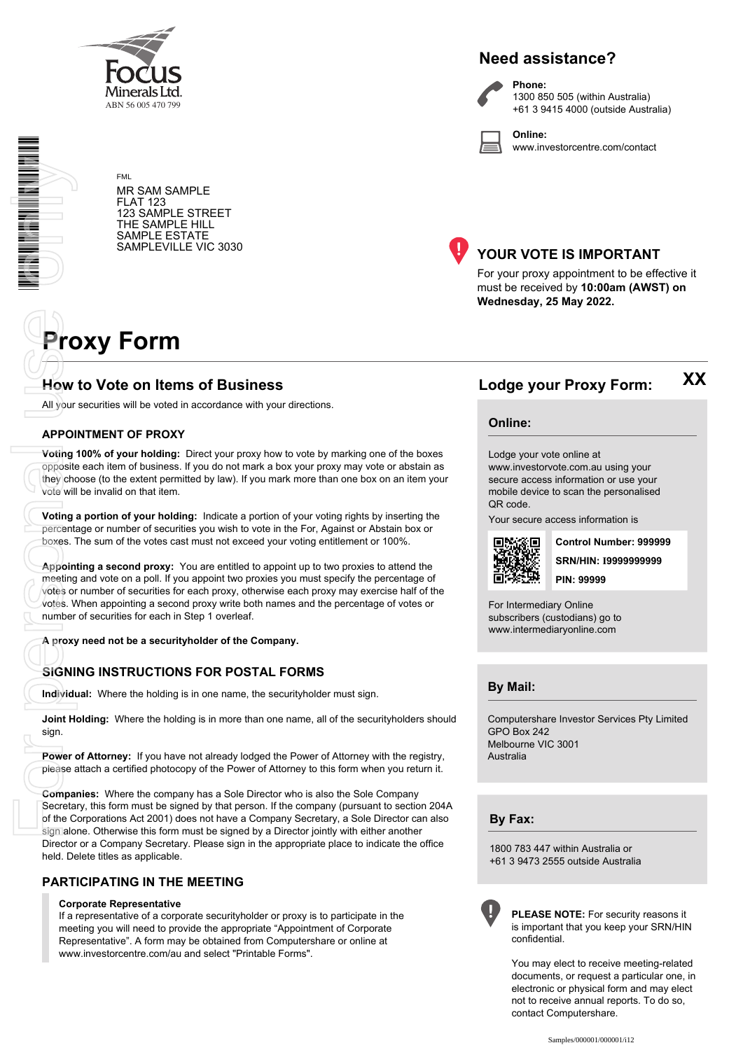Focus Minerals Ltd.
ABN 56 005 470 799

FML

MR SAM SAMPLE
FLAT 123
123 SAMPLE STREET
THE SAMPLE HILL
SAMPLE ESTATE
SAMPLEVILLE VIC 3030

## Need assistance?

**Phone:**
1300 850 505 (within Australia)
+61 3 9415 4000 (outside Australia)

**Online:**
www.investorcentre.com/contact

## YOUR VOTE IS IMPORTANT

For your proxy appointment to be effective it must be received by **10:00am (AWST) on Wednesday, 25 May 2022.**

# Proxy Form

## How to Vote on Items of Business

All your securities will be voted in accordance with your directions.

### APPOINTMENT OF PROXY

**Voting 100% of your holding:** Direct your proxy how to vote by marking one of the boxes opposite each item of business. If you do not mark a box your proxy may vote or abstain as they choose (to the extent permitted by law). If you mark more than one box on an item your vote will be invalid on that item.

**Voting a portion of your holding:** Indicate a portion of your voting rights by inserting the percentage or number of securities you wish to vote in the For, Against or Abstain box or boxes. The sum of the votes cast must not exceed your voting entitlement or 100%.

**Appointing a second proxy:** You are entitled to appoint up to two proxies to attend the meeting and vote on a poll. If you appoint two proxies you must specify the percentage of votes or number of securities for each proxy, otherwise each proxy may exercise half of the votes. When appointing a second proxy write both names and the percentage of votes or number of securities for each in Step 1 overleaf.

**A proxy need not be a securityholder of the Company.**

### SIGNING INSTRUCTIONS FOR POSTAL FORMS

**Individual:** Where the holding is in one name, the securityholder must sign.

**Joint Holding:** Where the holding is in more than one name, all of the securityholders should sign.

**Power of Attorney:** If you have not already lodged the Power of Attorney with the registry, please attach a certified photocopy of the Power of Attorney to this form when you return it.

**Companies:** Where the company has a Sole Director who is also the Sole Company Secretary, this form must be signed by that person. If the company (pursuant to section 204A of the Corporations Act 2001) does not have a Company Secretary, a Sole Director can also sign alone. Otherwise this form must be signed by a Director jointly with either another Director or a Company Secretary. Please sign in the appropriate place to indicate the office held. Delete titles as applicable.

### PARTICIPATING IN THE MEETING

**Corporate Representative**
If a representative of a corporate securityholder or proxy is to participate in the meeting you will need to provide the appropriate "Appointment of Corporate Representative". A form may be obtained from Computershare or online at www.investorcentre.com/au and select "Printable Forms".

## Lodge your Proxy Form: XX

### Online:

Lodge your vote online at www.investorvote.com.au using your secure access information or use your mobile device to scan the personalised QR code.

Your secure access information is

**Control Number: 999999**
**SRN/HIN: I9999999999**
**PIN: 99999**

For Intermediary Online subscribers (custodians) go to www.intermediaryonline.com

### By Mail:

Computershare Investor Services Pty Limited
GPO Box 242
Melbourne VIC 3001
Australia

### By Fax:

1800 783 447 within Australia or
+61 3 9473 2555 outside Australia

**PLEASE NOTE:** For security reasons it is important that you keep your SRN/HIN confidential.

You may elect to receive meeting-related documents, or request a particular one, in electronic or physical form and may elect not to receive annual reports. To do so, contact Computershare.

For personal use only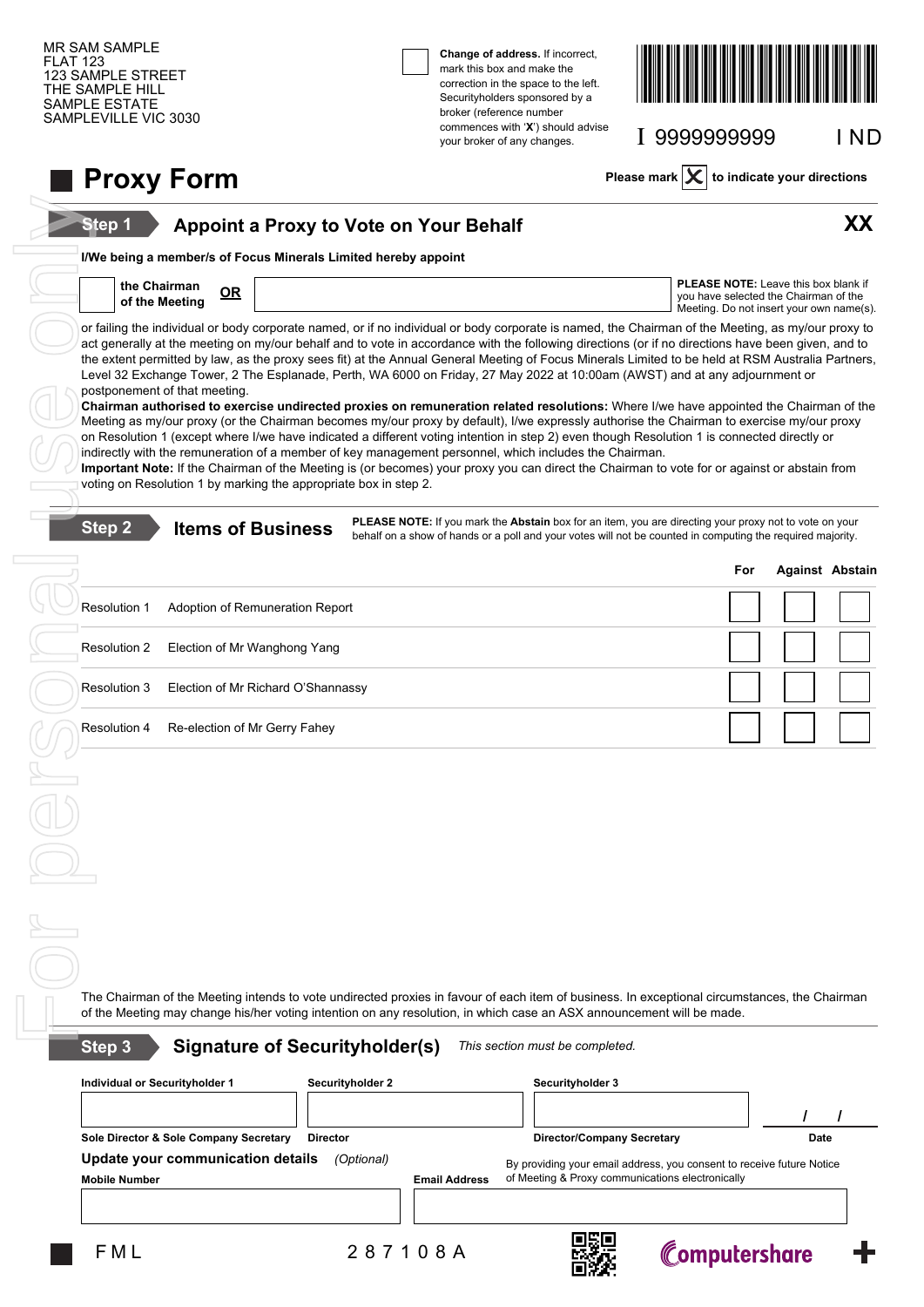MR SAM SAMPLE
FLAT 123
123 SAMPLE STREET
THE SAMPLE HILL
SAMPLE ESTATE
SAMPLEVILLE VIC 3030

**Change of address.** If incorrect, mark this box and make the correction in the space to the left. Securityholders sponsored by a broker (reference number commences with '**X**') should advise your broker of any changes.

I 9999999999 IND

# Proxy Form

Please mark ☒ to indicate your directions

## Step 1 Appoint a Proxy to Vote on Your Behalf

XX

**I/We being a member/s of Focus Minerals Limited hereby appoint**

☐ **the Chairman of the Meeting** **OR** ____________________

**PLEASE NOTE:** Leave this box blank if you have selected the Chairman of the Meeting. Do not insert your own name(s).

or failing the individual or body corporate named, or if no individual or body corporate is named, the Chairman of the Meeting, as my/our proxy to act generally at the meeting on my/our behalf and to vote in accordance with the following directions (or if no directions have been given, and to the extent permitted by law, as the proxy sees fit) at the Annual General Meeting of Focus Minerals Limited to be held at RSM Australia Partners, Level 32 Exchange Tower, 2 The Esplanade, Perth, WA 6000 on Friday, 27 May 2022 at 10:00am (AWST) and at any adjournment or postponement of that meeting.

**Chairman authorised to exercise undirected proxies on remuneration related resolutions:** Where I/we have appointed the Chairman of the Meeting as my/our proxy (or the Chairman becomes my/our proxy by default), I/we expressly authorise the Chairman to exercise my/our proxy on Resolution 1 (except where I/we have indicated a different voting intention in step 2) even though Resolution 1 is connected directly or indirectly with the remuneration of a member of key management personnel, which includes the Chairman.

**Important Note:** If the Chairman of the Meeting is (or becomes) your proxy you can direct the Chairman to vote for or against or abstain from voting on Resolution 1 by marking the appropriate box in step 2.

## Step 2 Items of Business

**PLEASE NOTE:** If you mark the **Abstain** box for an item, you are directing your proxy not to vote on your behalf on a show of hands or a poll and your votes will not be counted in computing the required majority.

| | | For | Against | Abstain |
|---|---|---|---|---|
| Resolution 1 | Adoption of Remuneration Report | ☐ | ☐ | ☐ |
| Resolution 2 | Election of Mr Wanghong Yang | ☐ | ☐ | ☐ |
| Resolution 3 | Election of Mr Richard O'Shannassy | ☐ | ☐ | ☐ |
| Resolution 4 | Re-election of Mr Gerry Fahey | ☐ | ☐ | ☐ |

The Chairman of the Meeting intends to vote undirected proxies in favour of each item of business. In exceptional circumstances, the Chairman of the Meeting may change his/her voting intention on any resolution, in which case an ASX announcement will be made.

## Step 3 Signature of Securityholder(s)

*This section must be completed.*

| Individual or Securityholder 1 | Securityholder 2 | Securityholder 3 | |
|---|---|---|---|
| | | | / / |
| Sole Director & Sole Company Secretary | Director | Director/Company Secretary | Date |

**Update your communication details** *(Optional)*

**Mobile Number**

**Email Address**

By providing your email address, you consent to receive future Notice of Meeting & Proxy communications electronically

FML 287108A

Computershare